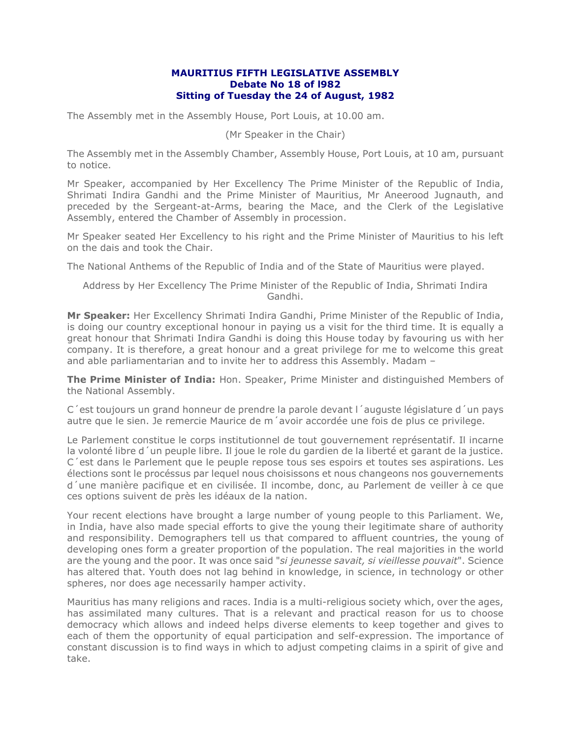# MAURITIUS FIFTH LEGISLATIVE ASSEMBLY
## Debate No 18 of l982
## Sitting of Tuesday the 24 of August, 1982

The Assembly met in the Assembly House, Port Louis, at 10.00 am.

(Mr Speaker in the Chair)

The Assembly met in the Assembly Chamber, Assembly House, Port Louis, at 10 am, pursuant to notice.

Mr Speaker, accompanied by Her Excellency The Prime Minister of the Republic of India, Shrimati Indira Gandhi and the Prime Minister of Mauritius, Mr Aneerood Jugnauth, and preceded by the Sergeant-at-Arms, bearing the Mace, and the Clerk of the Legislative Assembly, entered the Chamber of Assembly in procession.

Mr Speaker seated Her Excellency to his right and the Prime Minister of Mauritius to his left on the dais and took the Chair.

The National Anthems of the Republic of India and of the State of Mauritius were played.

Address by Her Excellency The Prime Minister of the Republic of India, Shrimati Indira Gandhi.

**Mr Speaker:** Her Excellency Shrimati Indira Gandhi, Prime Minister of the Republic of India, is doing our country exceptional honour in paying us a visit for the third time. It is equally a great honour that Shrimati Indira Gandhi is doing this House today by favouring us with her company. It is therefore, a great honour and a great privilege for me to welcome this great and able parliamentarian and to invite her to address this Assembly. Madam –

**The Prime Minister of India:** Hon. Speaker, Prime Minister and distinguished Members of the National Assembly.

C´est toujours un grand honneur de prendre la parole devant l´auguste législature d´un pays autre que le sien. Je remercie Maurice de m´avoir accordée une fois de plus ce privilege.

Le Parlement constitue le corps institutionnel de tout gouvernement représentatif. Il incarne la volonté libre d´un peuple libre. Il joue le role du gardien de la liberté et garant de la justice. C´est dans le Parlement que le peuple repose tous ses espoirs et toutes ses aspirations. Les élections sont le procéssus par lequel nous choisissons et nous changeons nos gouvernements d´une manière pacifique et en civilisée. Il incombe, donc, au Parlement de veiller à ce que ces options suivent de près les idéaux de la nation.

Your recent elections have brought a large number of young people to this Parliament. We, in India, have also made special efforts to give the young their legitimate share of authority and responsibility. Demographers tell us that compared to affluent countries, the young of developing ones form a greater proportion of the population. The real majorities in the world are the young and the poor. It was once said "*si jeunesse savait, si vieillesse pouvait*". Science has altered that. Youth does not lag behind in knowledge, in science, in technology or other spheres, nor does age necessarily hamper activity.

Mauritius has many religions and races. India is a multi-religious society which, over the ages, has assimilated many cultures. That is a relevant and practical reason for us to choose democracy which allows and indeed helps diverse elements to keep together and gives to each of them the opportunity of equal participation and self-expression. The importance of constant discussion is to find ways in which to adjust competing claims in a spirit of give and take.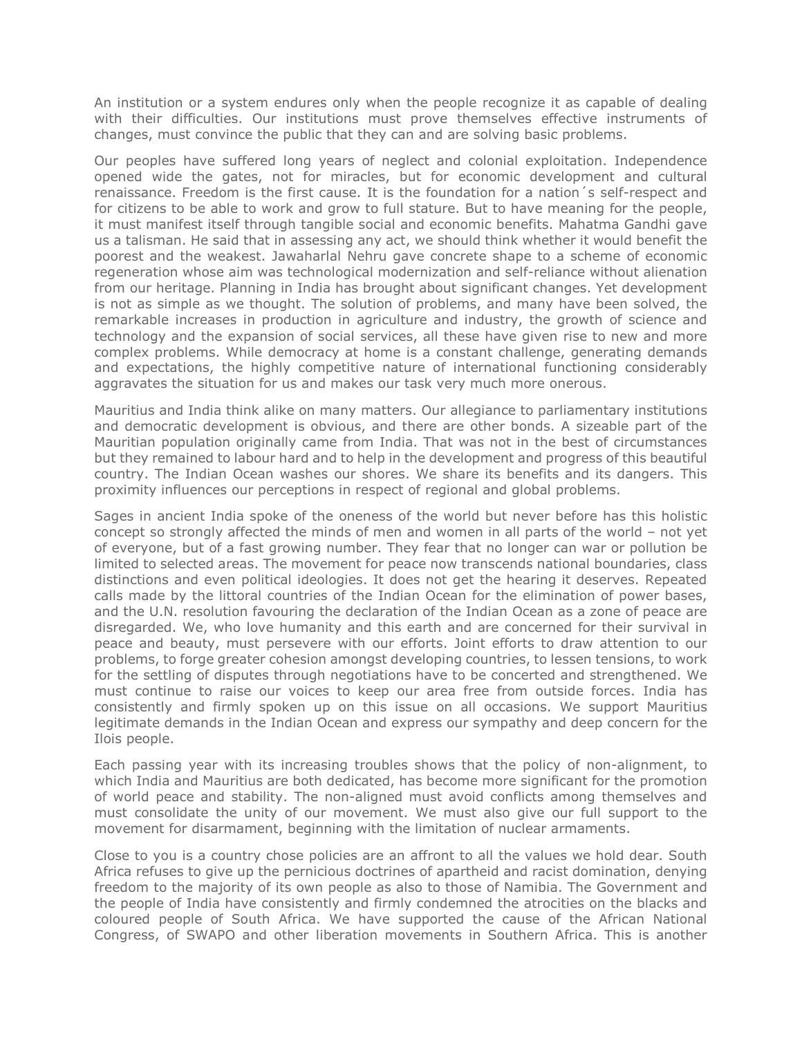An institution or a system endures only when the people recognize it as capable of dealing with their difficulties. Our institutions must prove themselves effective instruments of changes, must convince the public that they can and are solving basic problems.

Our peoples have suffered long years of neglect and colonial exploitation. Independence opened wide the gates, not for miracles, but for economic development and cultural renaissance. Freedom is the first cause. It is the foundation for a nation´s self-respect and for citizens to be able to work and grow to full stature. But to have meaning for the people, it must manifest itself through tangible social and economic benefits. Mahatma Gandhi gave us a talisman. He said that in assessing any act, we should think whether it would benefit the poorest and the weakest. Jawaharlal Nehru gave concrete shape to a scheme of economic regeneration whose aim was technological modernization and self-reliance without alienation from our heritage. Planning in India has brought about significant changes. Yet development is not as simple as we thought. The solution of problems, and many have been solved, the remarkable increases in production in agriculture and industry, the growth of science and technology and the expansion of social services, all these have given rise to new and more complex problems. While democracy at home is a constant challenge, generating demands and expectations, the highly competitive nature of international functioning considerably aggravates the situation for us and makes our task very much more onerous.

Mauritius and India think alike on many matters. Our allegiance to parliamentary institutions and democratic development is obvious, and there are other bonds. A sizeable part of the Mauritian population originally came from India. That was not in the best of circumstances but they remained to labour hard and to help in the development and progress of this beautiful country. The Indian Ocean washes our shores. We share its benefits and its dangers. This proximity influences our perceptions in respect of regional and global problems.

Sages in ancient India spoke of the oneness of the world but never before has this holistic concept so strongly affected the minds of men and women in all parts of the world – not yet of everyone, but of a fast growing number. They fear that no longer can war or pollution be limited to selected areas. The movement for peace now transcends national boundaries, class distinctions and even political ideologies. It does not get the hearing it deserves. Repeated calls made by the littoral countries of the Indian Ocean for the elimination of power bases, and the U.N. resolution favouring the declaration of the Indian Ocean as a zone of peace are disregarded. We, who love humanity and this earth and are concerned for their survival in peace and beauty, must persevere with our efforts. Joint efforts to draw attention to our problems, to forge greater cohesion amongst developing countries, to lessen tensions, to work for the settling of disputes through negotiations have to be concerted and strengthened. We must continue to raise our voices to keep our area free from outside forces. India has consistently and firmly spoken up on this issue on all occasions. We support Mauritius legitimate demands in the Indian Ocean and express our sympathy and deep concern for the Ilois people.

Each passing year with its increasing troubles shows that the policy of non-alignment, to which India and Mauritius are both dedicated, has become more significant for the promotion of world peace and stability. The non-aligned must avoid conflicts among themselves and must consolidate the unity of our movement. We must also give our full support to the movement for disarmament, beginning with the limitation of nuclear armaments.

Close to you is a country chose policies are an affront to all the values we hold dear. South Africa refuses to give up the pernicious doctrines of apartheid and racist domination, denying freedom to the majority of its own people as also to those of Namibia. The Government and the people of India have consistently and firmly condemned the atrocities on the blacks and coloured people of South Africa. We have supported the cause of the African National Congress, of SWAPO and other liberation movements in Southern Africa. This is another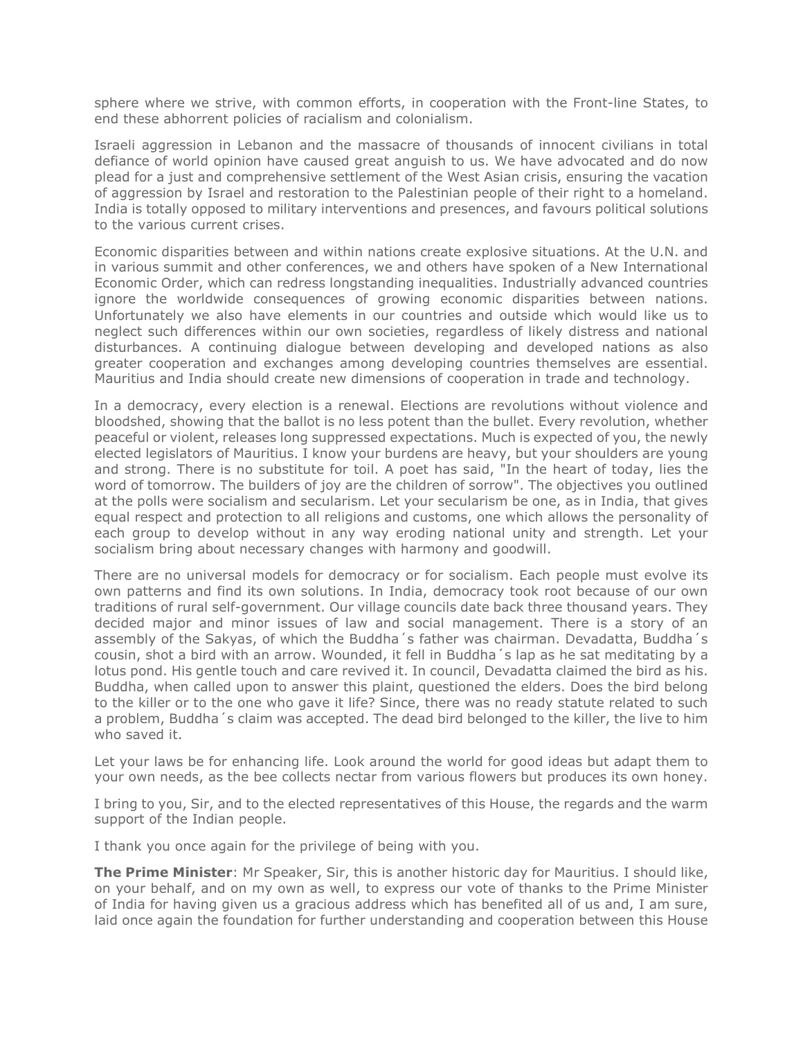sphere where we strive, with common efforts, in cooperation with the Front-line States, to end these abhorrent policies of racialism and colonialism.

Israeli aggression in Lebanon and the massacre of thousands of innocent civilians in total defiance of world opinion have caused great anguish to us. We have advocated and do now plead for a just and comprehensive settlement of the West Asian crisis, ensuring the vacation of aggression by Israel and restoration to the Palestinian people of their right to a homeland. India is totally opposed to military interventions and presences, and favours political solutions to the various current crises.

Economic disparities between and within nations create explosive situations. At the U.N. and in various summit and other conferences, we and others have spoken of a New International Economic Order, which can redress longstanding inequalities. Industrially advanced countries ignore the worldwide consequences of growing economic disparities between nations. Unfortunately we also have elements in our countries and outside which would like us to neglect such differences within our own societies, regardless of likely distress and national disturbances. A continuing dialogue between developing and developed nations as also greater cooperation and exchanges among developing countries themselves are essential. Mauritius and India should create new dimensions of cooperation in trade and technology.

In a democracy, every election is a renewal. Elections are revolutions without violence and bloodshed, showing that the ballot is no less potent than the bullet. Every revolution, whether peaceful or violent, releases long suppressed expectations. Much is expected of you, the newly elected legislators of Mauritius. I know your burdens are heavy, but your shoulders are young and strong. There is no substitute for toil. A poet has said, "In the heart of today, lies the word of tomorrow. The builders of joy are the children of sorrow". The objectives you outlined at the polls were socialism and secularism. Let your secularism be one, as in India, that gives equal respect and protection to all religions and customs, one which allows the personality of each group to develop without in any way eroding national unity and strength. Let your socialism bring about necessary changes with harmony and goodwill.

There are no universal models for democracy or for socialism. Each people must evolve its own patterns and find its own solutions. In India, democracy took root because of our own traditions of rural self-government. Our village councils date back three thousand years. They decided major and minor issues of law and social management. There is a story of an assembly of the Sakyas, of which the Buddha´s father was chairman. Devadatta, Buddha´s cousin, shot a bird with an arrow. Wounded, it fell in Buddha´s lap as he sat meditating by a lotus pond. His gentle touch and care revived it. In council, Devadatta claimed the bird as his. Buddha, when called upon to answer this plaint, questioned the elders. Does the bird belong to the killer or to the one who gave it life? Since, there was no ready statute related to such a problem, Buddha´s claim was accepted. The dead bird belonged to the killer, the live to him who saved it.

Let your laws be for enhancing life. Look around the world for good ideas but adapt them to your own needs, as the bee collects nectar from various flowers but produces its own honey.

I bring to you, Sir, and to the elected representatives of this House, the regards and the warm support of the Indian people.

I thank you once again for the privilege of being with you.

**The Prime Minister**: Mr Speaker, Sir, this is another historic day for Mauritius. I should like, on your behalf, and on my own as well, to express our vote of thanks to the Prime Minister of India for having given us a gracious address which has benefited all of us and, I am sure, laid once again the foundation for further understanding and cooperation between this House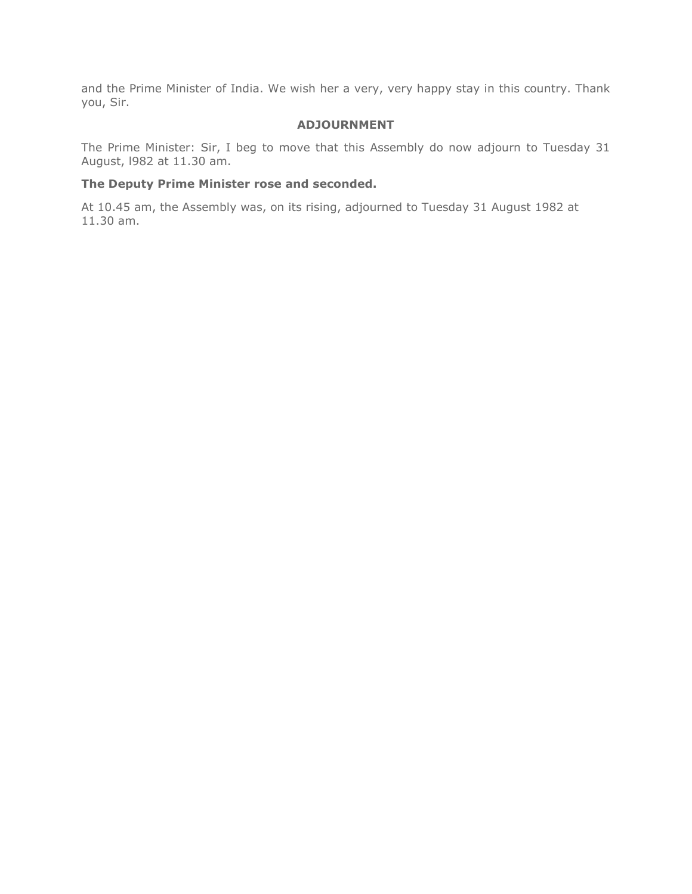and the Prime Minister of India. We wish her a very, very happy stay in this country. Thank you, Sir.

## ADJOURNMENT

The Prime Minister: Sir, I beg to move that this Assembly do now adjourn to Tuesday 31 August, l982 at 11.30 am.

**The Deputy Prime Minister rose and seconded.**

At 10.45 am, the Assembly was, on its rising, adjourned to Tuesday 31 August 1982 at 11.30 am.